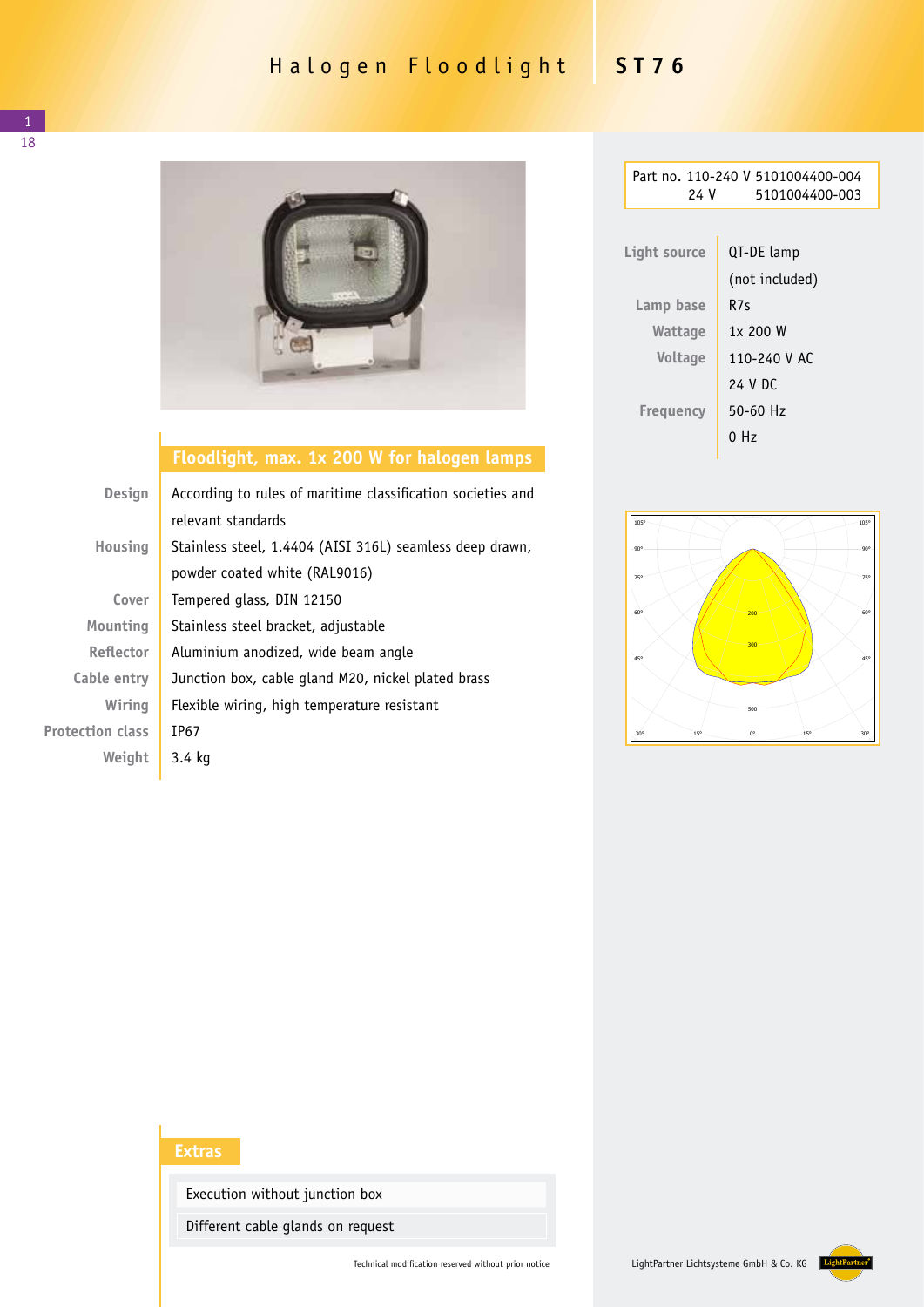# Halogen Floodlight ST76

Part no. 110-240 V 5101004400-004
24 V 5101004400-003

| | |
|---|---|
| Light source | QT-DE lamp (not included) |
| Lamp base | R7s |
| Wattage | 1x 200 W |
| Voltage | 110-240 V AC<br>24 V DC |
| Frequency | 50-60 Hz<br>0 Hz |

## Floodlight, max. 1x 200 W for halogen lamps

| | |
|---|---|
| Design | According to rules of maritime classification societies and relevant standards |
| Housing | Stainless steel, 1.4404 (AISI 316L) seamless deep drawn, powder coated white (RAL9016) |
| Cover | Tempered glass, DIN 12150 |
| Mounting | Stainless steel bracket, adjustable |
| Reflector | Aluminium anodized, wide beam angle |
| Cable entry | Junction box, cable gland M20, nickel plated brass |
| Wiring | Flexible wiring, high temperature resistant |
| Protection class | IP67 |
| Weight | 3.4 kg |

## Extras

- Execution without junction box
- Different cable glands on request

Technical modification reserved without prior notice

LightPartner Lichtsysteme GmbH & Co. KG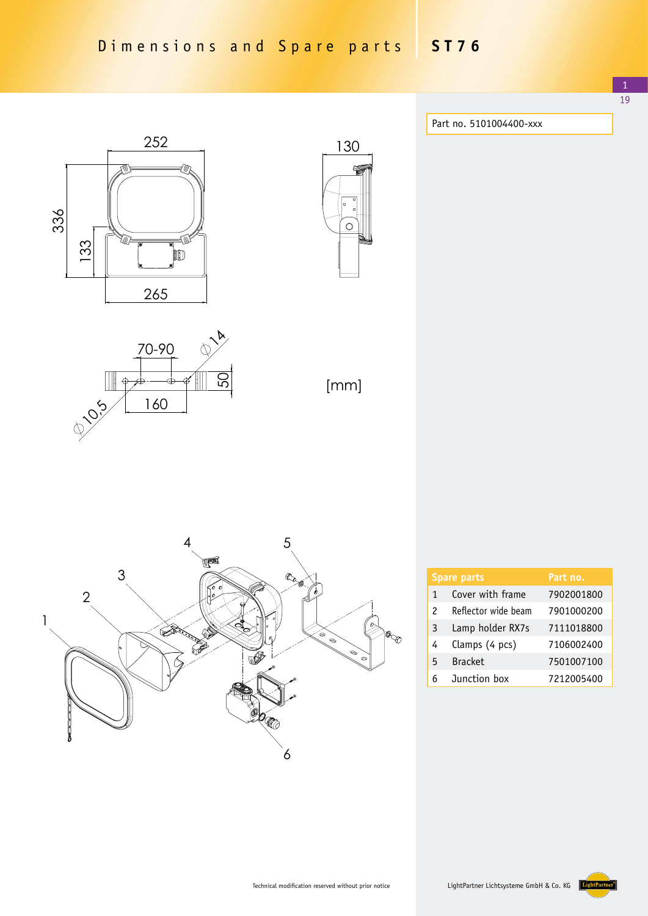# Dimensions and Spare parts ST76

Part no. 5101004400-xxx

252

130

336

133

265

70-90

∅14

50

∅10,5

160

[mm]

4

5

3

2

1

6

| Spare parts | | Part no. |
|---|---|---|
| 1 | Cover with frame | 7902001800 |
| 2 | Reflector wide beam | 7901000200 |
| 3 | Lamp holder RX7s | 7111018800 |
| 4 | Clamps (4 pcs) | 7106002400 |
| 5 | Bracket | 7501007100 |
| 6 | Junction box | 7212005400 |

Technical modification reserved without prior notice

LightPartner Lichtsysteme GmbH & Co. KG